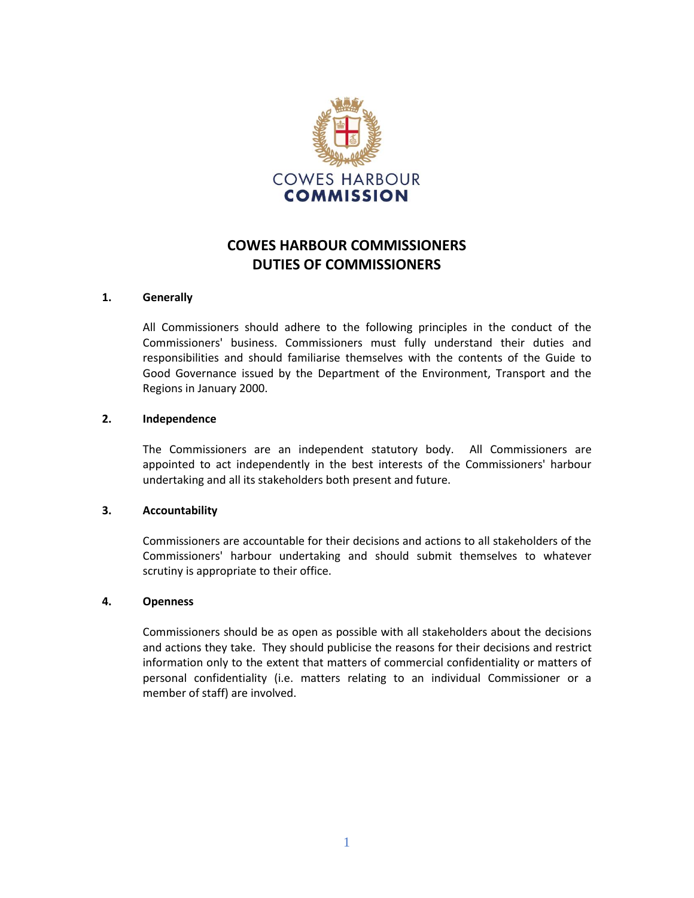COWES HARBOUR COMMISSION

# COWES HARBOUR COMMISSIONERS
# DUTIES OF COMMISSIONERS

## 1. Generally

All Commissioners should adhere to the following principles in the conduct of the Commissioners' business. Commissioners must fully understand their duties and responsibilities and should familiarise themselves with the contents of the Guide to Good Governance issued by the Department of the Environment, Transport and the Regions in January 2000.

## 2. Independence

The Commissioners are an independent statutory body. All Commissioners are appointed to act independently in the best interests of the Commissioners' harbour undertaking and all its stakeholders both present and future.

## 3. Accountability

Commissioners are accountable for their decisions and actions to all stakeholders of the Commissioners' harbour undertaking and should submit themselves to whatever scrutiny is appropriate to their office.

## 4. Openness

Commissioners should be as open as possible with all stakeholders about the decisions and actions they take. They should publicise the reasons for their decisions and restrict information only to the extent that matters of commercial confidentiality or matters of personal confidentiality (i.e. matters relating to an individual Commissioner or a member of staff) are involved.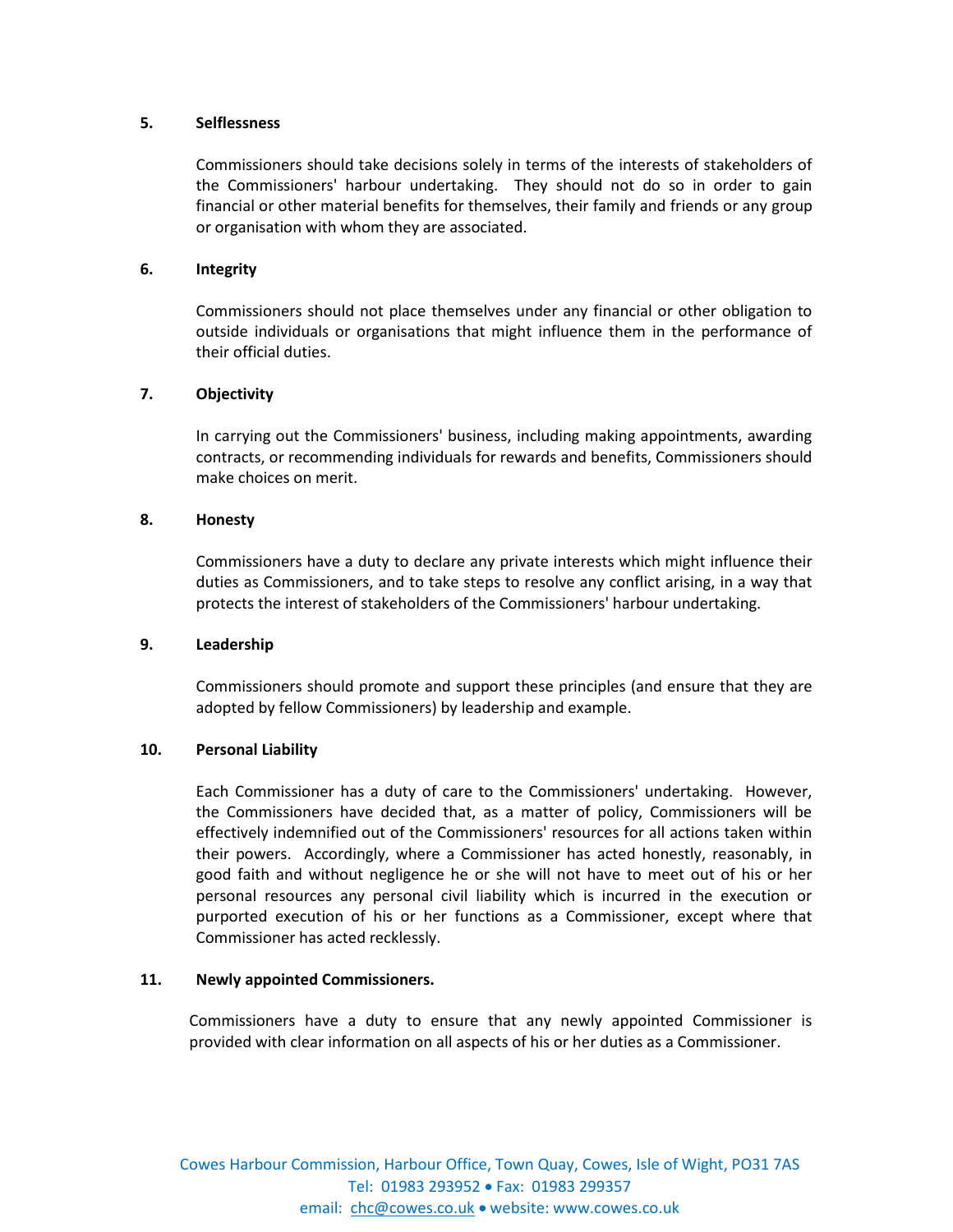**5. Selflessness**

Commissioners should take decisions solely in terms of the interests of stakeholders of the Commissioners' harbour undertaking. They should not do so in order to gain financial or other material benefits for themselves, their family and friends or any group or organisation with whom they are associated.

**6. Integrity**

Commissioners should not place themselves under any financial or other obligation to outside individuals or organisations that might influence them in the performance of their official duties.

**7. Objectivity**

In carrying out the Commissioners' business, including making appointments, awarding contracts, or recommending individuals for rewards and benefits, Commissioners should make choices on merit.

**8. Honesty**

Commissioners have a duty to declare any private interests which might influence their duties as Commissioners, and to take steps to resolve any conflict arising, in a way that protects the interest of stakeholders of the Commissioners' harbour undertaking.

**9. Leadership**

Commissioners should promote and support these principles (and ensure that they are adopted by fellow Commissioners) by leadership and example.

**10. Personal Liability**

Each Commissioner has a duty of care to the Commissioners' undertaking. However, the Commissioners have decided that, as a matter of policy, Commissioners will be effectively indemnified out of the Commissioners' resources for all actions taken within their powers. Accordingly, where a Commissioner has acted honestly, reasonably, in good faith and without negligence he or she will not have to meet out of his or her personal resources any personal civil liability which is incurred in the execution or purported execution of his or her functions as a Commissioner, except where that Commissioner has acted recklessly.

**11. Newly appointed Commissioners.**

Commissioners have a duty to ensure that any newly appointed Commissioner is provided with clear information on all aspects of his or her duties as a Commissioner.

Cowes Harbour Commission, Harbour Office, Town Quay, Cowes, Isle of Wight, PO31 7AS
Tel: 01983 293952 • Fax: 01983 299357
email: chc@cowes.co.uk • website: www.cowes.co.uk